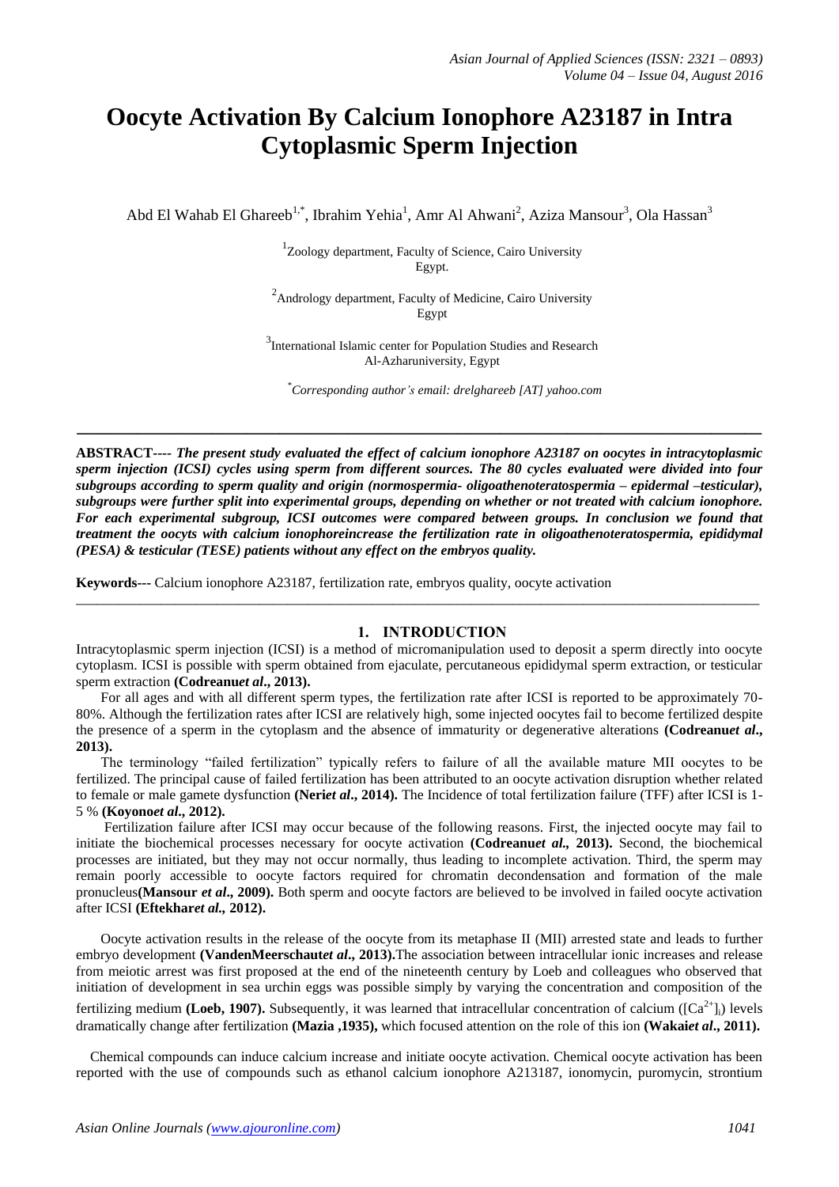# Oocyte Activation By Calcium Ionophore A23187 in Intra Cytoplasmic Sperm Injection

Abd El Wahab El Ghareeb[1,*], Ibrahim Yehia[1], Amr Al Ahwani[2], Aziza Mansour[3], Ola Hassan[3]

[1]Zoology department, Faculty of Science, Cairo University
Egypt.

[2]Andrology department, Faculty of Medicine, Cairo University
Egypt

[3]International Islamic center for Population Studies and Research
Al-Azharuniversity, Egypt

*Corresponding author's email: drelghareeb [AT] yahoo.com

---

**ABSTRACT----** ***The present study evaluated the effect of calcium ionophore A23187 on oocytes in intracytoplasmic sperm injection (ICSI) cycles using sperm from different sources. The 80 cycles evaluated were divided into four subgroups according to sperm quality and origin (normospermia- oligoathenoteratospermia – epidermal –testicular), subgroups were further split into experimental groups, depending on whether or not treated with calcium ionophore. For each experimental subgroup, ICSI outcomes were compared between groups. In conclusion we found that treatment the oocyts with calcium ionophoreincrease the fertilization rate in oligoathenoteratospermia, epididymal (PESA) & testicular (TESE) patients without any effect on the embryos quality.***

**Keywords---** Calcium ionophore A23187, fertilization rate, embryos quality, oocyte activation

---

## 1. INTRODUCTION

Intracytoplasmic sperm injection (ICSI) is a method of micromanipulation used to deposit a sperm directly into oocyte cytoplasm. ICSI is possible with sperm obtained from ejaculate, percutaneous epididymal sperm extraction, or testicular sperm extraction **(Codreanu*et al*., 2013).**

For all ages and with all different sperm types, the fertilization rate after ICSI is reported to be approximately 70-80%. Although the fertilization rates after ICSI are relatively high, some injected oocytes fail to become fertilized despite the presence of a sperm in the cytoplasm and the absence of immaturity or degenerative alterations **(Codreanu*et al*., 2013).**

The terminology "failed fertilization" typically refers to failure of all the available mature MII oocytes to be fertilized. The principal cause of failed fertilization has been attributed to an oocyte activation disruption whether related to female or male gamete dysfunction **(Neri*et al*., 2014).** The Incidence of total fertilization failure (TFF) after ICSI is 1-5 % **(Koyono*et al*., 2012).**

Fertilization failure after ICSI may occur because of the following reasons. First, the injected oocyte may fail to initiate the biochemical processes necessary for oocyte activation **(Codreanu*et al.,* 2013).** Second, the biochemical processes are initiated, but they may not occur normally, thus leading to incomplete activation. Third, the sperm may remain poorly accessible to oocyte factors required for chromatin decondensation and formation of the male pronucleus**(Mansour *et al*., 2009).** Both sperm and oocyte factors are believed to be involved in failed oocyte activation after ICSI **(Eftekhar*et al.,* 2012).**

Oocyte activation results in the release of the oocyte from its metaphase II (MII) arrested state and leads to further embryo development **(VandenMeerschaut*et al*., 2013).**The association between intracellular ionic increases and release from meiotic arrest was first proposed at the end of the nineteenth century by Loeb and colleagues who observed that initiation of development in sea urchin eggs was possible simply by varying the concentration and composition of the fertilizing medium **(Loeb, 1907).** Subsequently, it was learned that intracellular concentration of calcium ($[Ca^{2+}]_i$) levels dramatically change after fertilization **(Mazia ,1935),** which focused attention on the role of this ion **(Wakai*et al*., 2011).**

Chemical compounds can induce calcium increase and initiate oocyte activation. Chemical oocyte activation has been reported with the use of compounds such as ethanol calcium ionophore A213187, ionomycin, puromycin, strontium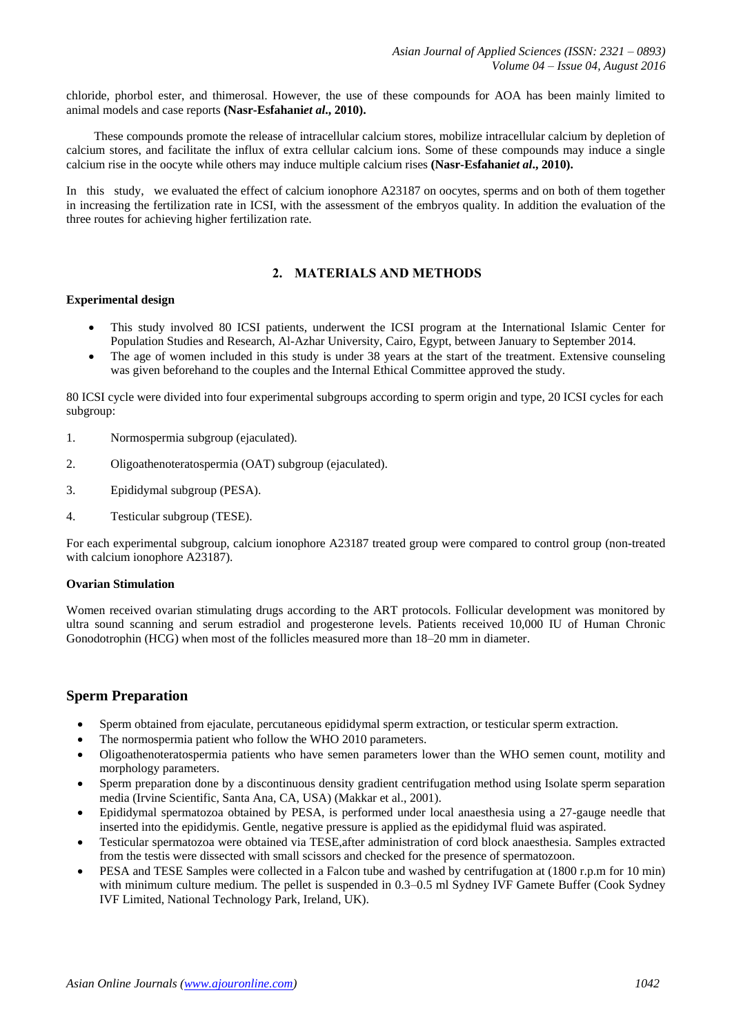chloride, phorbol ester, and thimerosal. However, the use of these compounds for AOA has been mainly limited to animal models and case reports **(Nasr-Esfahani*et al*., 2010).**

These compounds promote the release of intracellular calcium stores, mobilize intracellular calcium by depletion of calcium stores, and facilitate the influx of extra cellular calcium ions. Some of these compounds may induce a single calcium rise in the oocyte while others may induce multiple calcium rises **(Nasr-Esfahani*et al*., 2010).**

In this study, we evaluated the effect of calcium ionophore A23187 on oocytes, sperms and on both of them together in increasing the fertilization rate in ICSI, with the assessment of the embryos quality. In addition the evaluation of the three routes for achieving higher fertilization rate.

## 2. MATERIALS AND METHODS

**Experimental design**

- This study involved 80 ICSI patients, underwent the ICSI program at the International Islamic Center for Population Studies and Research, Al-Azhar University, Cairo, Egypt, between January to September 2014.
- The age of women included in this study is under 38 years at the start of the treatment. Extensive counseling was given beforehand to the couples and the Internal Ethical Committee approved the study.

80 ICSI cycle were divided into four experimental subgroups according to sperm origin and type, 20 ICSI cycles for each subgroup:

1. Normospermia subgroup (ejaculated).
2. Oligoathenoteratospermia (OAT) subgroup (ejaculated).
3. Epididymal subgroup (PESA).
4. Testicular subgroup (TESE).

For each experimental subgroup, calcium ionophore A23187 treated group were compared to control group (non-treated with calcium ionophore A23187).

**Ovarian Stimulation**

Women received ovarian stimulating drugs according to the ART protocols. Follicular development was monitored by ultra sound scanning and serum estradiol and progesterone levels. Patients received 10,000 IU of Human Chronic Gonodotrophin (HCG) when most of the follicles measured more than 18–20 mm in diameter.

## Sperm Preparation

- Sperm obtained from ejaculate, percutaneous epididymal sperm extraction, or testicular sperm extraction.
- The normospermia patient who follow the WHO 2010 parameters.
- Oligoathenoteratospermia patients who have semen parameters lower than the WHO semen count, motility and morphology parameters.
- Sperm preparation done by a discontinuous density gradient centrifugation method using Isolate sperm separation media (Irvine Scientific, Santa Ana, CA, USA) (Makkar et al., 2001).
- Epididymal spermatozoa obtained by PESA, is performed under local anaesthesia using a 27-gauge needle that inserted into the epididymis. Gentle, negative pressure is applied as the epididymal fluid was aspirated.
- Testicular spermatozoa were obtained via TESE,after administration of cord block anaesthesia. Samples extracted from the testis were dissected with small scissors and checked for the presence of spermatozoon.
- PESA and TESE Samples were collected in a Falcon tube and washed by centrifugation at (1800 r.p.m for 10 min) with minimum culture medium. The pellet is suspended in 0.3–0.5 ml Sydney IVF Gamete Buffer (Cook Sydney IVF Limited, National Technology Park, Ireland, UK).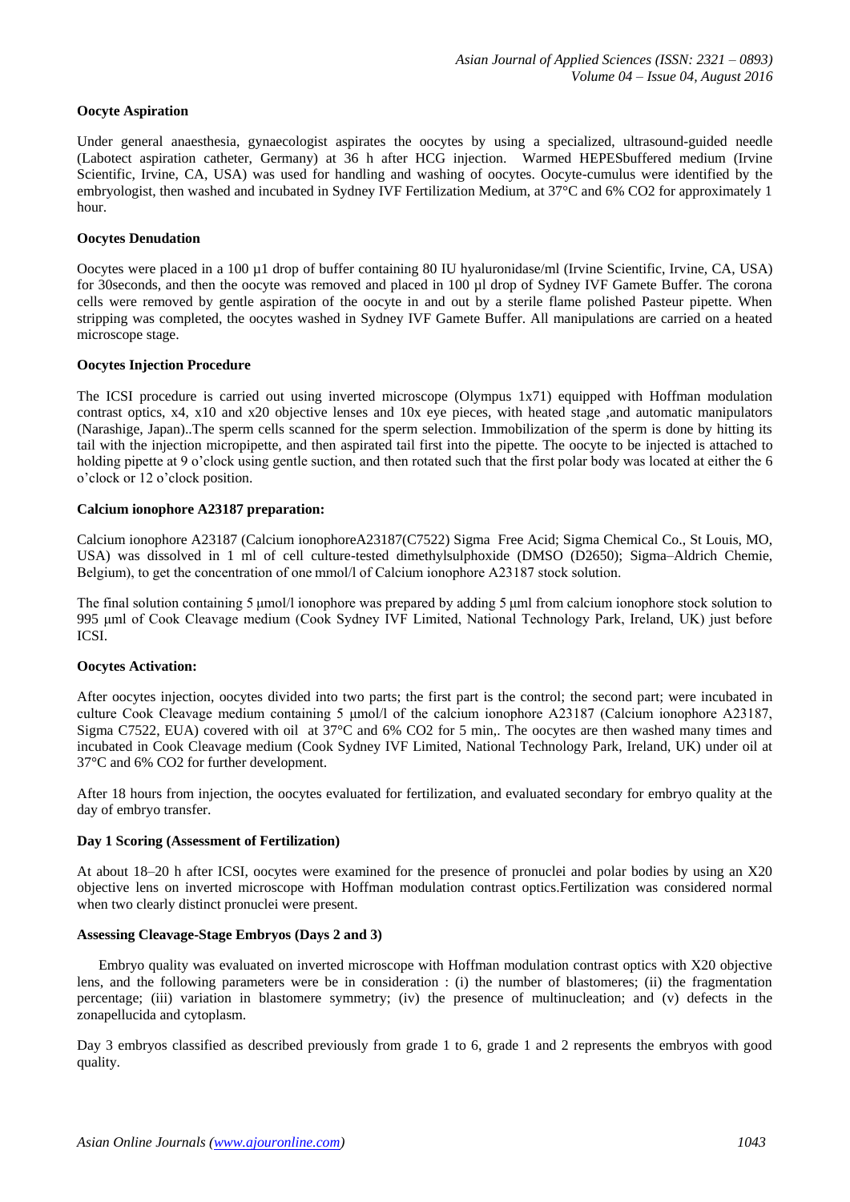**Oocyte Aspiration**

Under general anaesthesia, gynaecologist aspirates the oocytes by using a specialized, ultrasound-guided needle (Labotect aspiration catheter, Germany) at 36 h after HCG injection. Warmed HEPESbuffered medium (Irvine Scientific, Irvine, CA, USA) was used for handling and washing of oocytes. Oocyte-cumulus were identified by the embryologist, then washed and incubated in Sydney IVF Fertilization Medium, at 37°C and 6% CO2 for approximately 1 hour.

**Oocytes Denudation**

Oocytes were placed in a 100 µ1 drop of buffer containing 80 IU hyaluronidase/ml (Irvine Scientific, Irvine, CA, USA) for 30seconds, and then the oocyte was removed and placed in 100 µl drop of Sydney IVF Gamete Buffer. The corona cells were removed by gentle aspiration of the oocyte in and out by a sterile flame polished Pasteur pipette. When stripping was completed, the oocytes washed in Sydney IVF Gamete Buffer. All manipulations are carried on a heated microscope stage.

**Oocytes Injection Procedure**

The ICSI procedure is carried out using inverted microscope (Olympus 1x71) equipped with Hoffman modulation contrast optics, x4, x10 and x20 objective lenses and 10x eye pieces, with heated stage ,and automatic manipulators (Narashige, Japan)..The sperm cells scanned for the sperm selection. Immobilization of the sperm is done by hitting its tail with the injection micropipette, and then aspirated tail first into the pipette. The oocyte to be injected is attached to holding pipette at 9 o'clock using gentle suction, and then rotated such that the first polar body was located at either the 6 o'clock or 12 o'clock position.

**Calcium ionophore A23187 preparation:**

Calcium ionophore A23187 (Calcium ionophoreA23187(C7522) Sigma Free Acid; Sigma Chemical Co., St Louis, MO, USA) was dissolved in 1 ml of cell culture-tested dimethylsulphoxide (DMSO (D2650); Sigma–Aldrich Chemie, Belgium), to get the concentration of one mmol/l of Calcium ionophore A23187 stock solution.

The final solution containing 5 µmol/l ionophore was prepared by adding 5 µml from calcium ionophore stock solution to 995 µml of Cook Cleavage medium (Cook Sydney IVF Limited, National Technology Park, Ireland, UK) just before ICSI.

**Oocytes Activation:**

After oocytes injection, oocytes divided into two parts; the first part is the control; the second part; were incubated in culture Cook Cleavage medium containing 5 µmol/l of the calcium ionophore A23187 (Calcium ionophore A23187, Sigma C7522, EUA) covered with oil at 37°C and 6% CO2 for 5 min,. The oocytes are then washed many times and incubated in Cook Cleavage medium (Cook Sydney IVF Limited, National Technology Park, Ireland, UK) under oil at 37°C and 6% CO2 for further development.

After 18 hours from injection, the oocytes evaluated for fertilization, and evaluated secondary for embryo quality at the day of embryo transfer.

**Day 1 Scoring (Assessment of Fertilization)**

At about 18–20 h after ICSI, oocytes were examined for the presence of pronuclei and polar bodies by using an X20 objective lens on inverted microscope with Hoffman modulation contrast optics.Fertilization was considered normal when two clearly distinct pronuclei were present.

**Assessing Cleavage-Stage Embryos (Days 2 and 3)**

Embryo quality was evaluated on inverted microscope with Hoffman modulation contrast optics with X20 objective lens, and the following parameters were be in consideration : (i) the number of blastomeres; (ii) the fragmentation percentage; (iii) variation in blastomere symmetry; (iv) the presence of multinucleation; and (v) defects in the zonapellucida and cytoplasm.

Day 3 embryos classified as described previously from grade 1 to 6, grade 1 and 2 represents the embryos with good quality.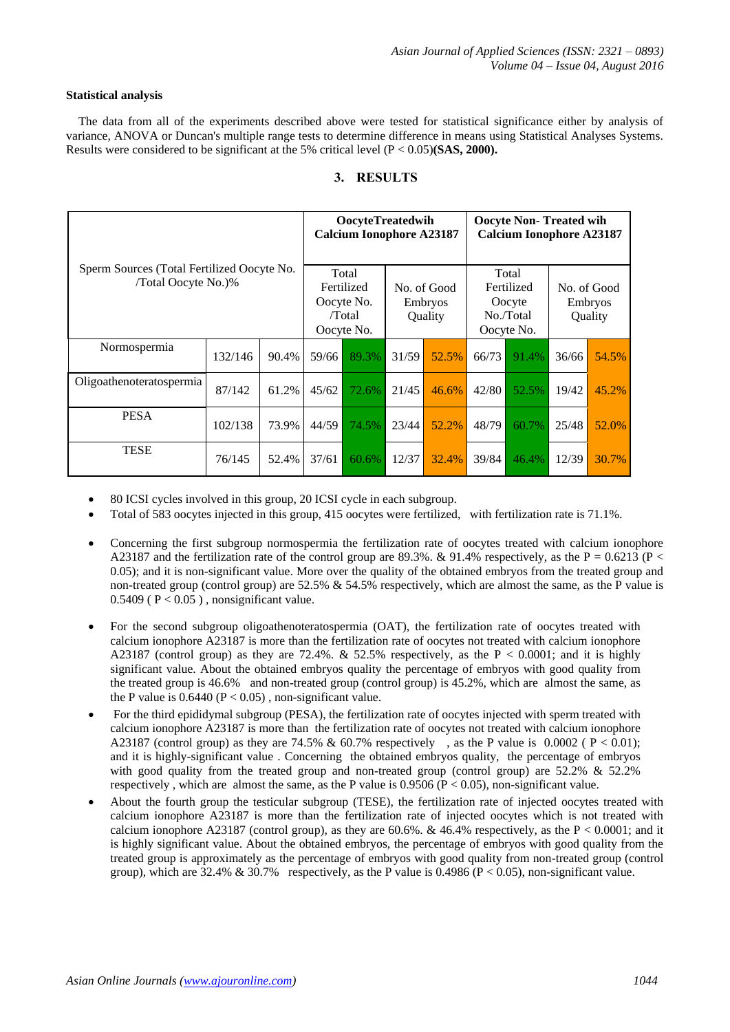**Statistical analysis**

The data from all of the experiments described above were tested for statistical significance either by analysis of variance, ANOVA or Duncan's multiple range tests to determine difference in means using Statistical Analyses Systems. Results were considered to be significant at the 5% critical level ($P < 0.05$)**(SAS, 2000).**

## 3. RESULTS

| Sperm Sources (Total Fertilized Oocyte No. /Total Oocyte No.)% | | | OocyteTreatedwih Calcium Ionophore A23187 | | | | Oocyte Non- Treated wih Calcium Ionophore A23187 | | | |
|---|---|---|---|---|---|---|---|---|---|---|
| | | | Total Fertilized Oocyte No. /Total Oocyte No. | | No. of Good Embryos Quality | | Total Fertilized Oocyte No./Total Oocyte No. | | No. of Good Embryos Quality | |
| Normospermia | 132/146 | 90.4% | 59/66 | 89.3% | 31/59 | 52.5% | 66/73 | 91.4% | 36/66 | 54.5% |
| Oligoathenoteratospermia | 87/142 | 61.2% | 45/62 | 72.6% | 21/45 | 46.6% | 42/80 | 52.5% | 19/42 | 45.2% |
| PESA | 102/138 | 73.9% | 44/59 | 74.5% | 23/44 | 52.2% | 48/79 | 60.7% | 25/48 | 52.0% |
| TESE | 76/145 | 52.4% | 37/61 | 60.6% | 12/37 | 32.4% | 39/84 | 46.4% | 12/39 | 30.7% |

- 80 ICSI cycles involved in this group, 20 ICSI cycle in each subgroup.
- Total of 583 oocytes injected in this group, 415 oocytes were fertilized, with fertilization rate is 71.1%.
- Concerning the first subgroup normospermia the fertilization rate of oocytes treated with calcium ionophore A23187 and the fertilization rate of the control group are 89.3%. & 91.4% respectively, as the $P = 0.6213$ ($P < 0.05$); and it is non-significant value. More over the quality of the obtained embryos from the treated group and non-treated group (control group) are 52.5% & 54.5% respectively, which are almost the same, as the P value is 0.5409 ( $P < 0.05$ ) , nonsignificant value.
- For the second subgroup oligoathenoteratospermia (OAT), the fertilization rate of oocytes treated with calcium ionophore A23187 is more than the fertilization rate of oocytes not treated with calcium ionophore A23187 (control group) as they are 72.4%. & 52.5% respectively, as the $P < 0.0001$; and it is highly significant value. About the obtained embryos quality the percentage of embryos with good quality from the treated group is 46.6% and non-treated group (control group) is 45.2%, which are almost the same, as the P value is 0.6440 ($P < 0.05$) , non-significant value.
- For the third epididymal subgroup (PESA), the fertilization rate of oocytes injected with sperm treated with calcium ionophore A23187 is more than the fertilization rate of oocytes not treated with calcium ionophore A23187 (control group) as they are 74.5% & 60.7% respectively , as the P value is 0.0002 ( $P < 0.01$); and it is highly-significant value . Concerning the obtained embryos quality, the percentage of embryos with good quality from the treated group and non-treated group (control group) are 52.2% & 52.2% respectively , which are almost the same, as the P value is 0.9506 ($P < 0.05$), non-significant value.
- About the fourth group the testicular subgroup (TESE), the fertilization rate of injected oocytes treated with calcium ionophore A23187 is more than the fertilization rate of injected oocytes which is not treated with calcium ionophore A23187 (control group), as they are 60.6%. & 46.4% respectively, as the $P < 0.0001$; and it is highly significant value. About the obtained embryos, the percentage of embryos with good quality from the treated group is approximately as the percentage of embryos with good quality from non-treated group (control group), which are 32.4% & 30.7% respectively, as the P value is 0.4986 ($P < 0.05$), non-significant value.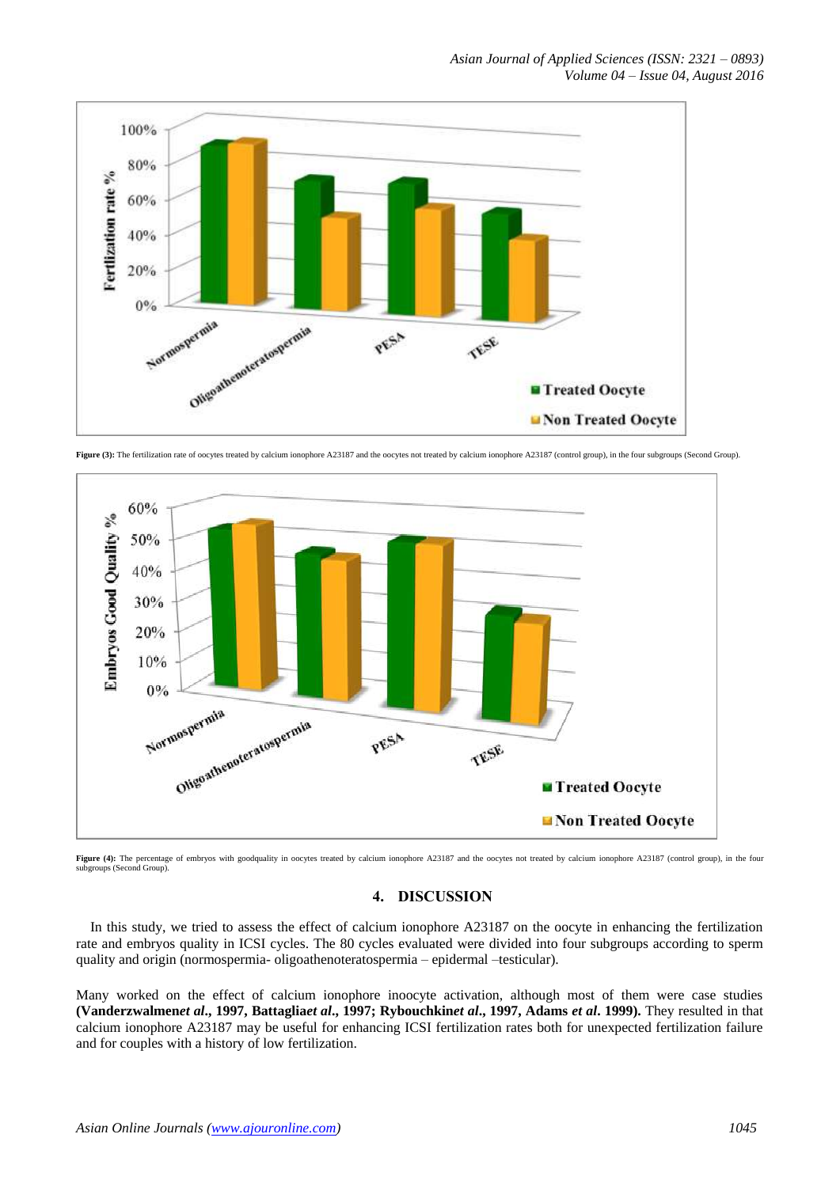Figure (3): The fertilization rate of oocytes treated by calcium ionophore A23187 and the oocytes not treated by calcium ionophore A23187 (control group), in the four subgroups (Second Group).

Figure (4): The percentage of embryos with goodquality in oocytes treated by calcium ionophore A23187 and the oocytes not treated by calcium ionophore A23187 (control group), in the four subgroups (Second Group).

## 4. DISCUSSION

In this study, we tried to assess the effect of calcium ionophore A23187 on the oocyte in enhancing the fertilization rate and embryos quality in ICSI cycles. The 80 cycles evaluated were divided into four subgroups according to sperm quality and origin (normospermia- oligoathenoteratospermia – epidermal –testicular).

Many worked on the effect of calcium ionophore inoocyte activation, although most of them were case studies **(Vanderzwalmen*et al*., 1997, Battaglia*et al*., 1997; Rybouchkin*et al*., 1997, Adams *et al*. 1999).** They resulted in that calcium ionophore A23187 may be useful for enhancing ICSI fertilization rates both for unexpected fertilization failure and for couples with a history of low fertilization.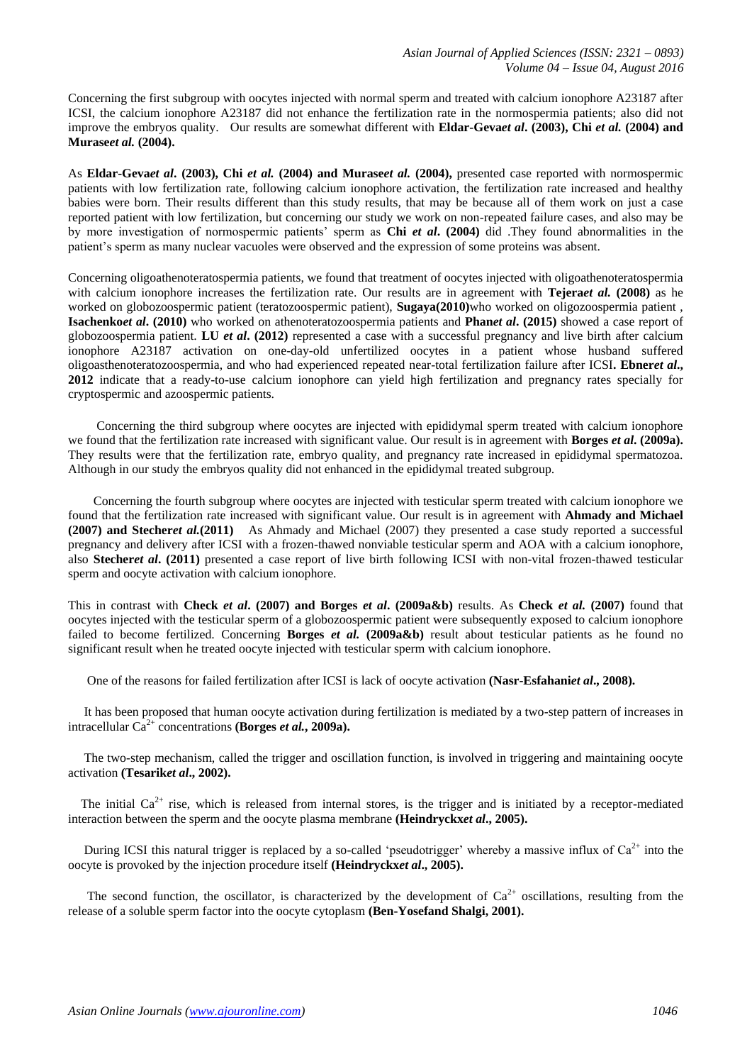Concerning the first subgroup with oocytes injected with normal sperm and treated with calcium ionophore A23187 after ICSI, the calcium ionophore A23187 did not enhance the fertilization rate in the normospermia patients; also did not improve the embryos quality. Our results are somewhat different with **Eldar-Geva*et al*. (2003), Chi *et al.* (2004) and Murase*et al.* (2004).**

As **Eldar-Geva*et al*. (2003), Chi *et al.* (2004) and Murase*et al.* (2004),** presented case reported with normospermic patients with low fertilization rate, following calcium ionophore activation, the fertilization rate increased and healthy babies were born. Their results different than this study results, that may be because all of them work on just a case reported patient with low fertilization, but concerning our study we work on non-repeated failure cases, and also may be by more investigation of normospermic patients' sperm as **Chi *et al*. (2004)** did .They found abnormalities in the patient's sperm as many nuclear vacuoles were observed and the expression of some proteins was absent.

Concerning oligoathenoteratospermia patients, we found that treatment of oocytes injected with oligoathenoteratospermia with calcium ionophore increases the fertilization rate. Our results are in agreement with **Tejera*et al.* (2008)** as he worked on globozoospermic patient (teratozoospermic patient), **Sugaya(2010)**who worked on oligozoospermia patient , **Isachenko*et al*. (2010)** who worked on athenoteratozoospermia patients and **Phan*et al*. (2015)** showed a case report of globozoospermia patient. **LU *et al*. (2012)** represented a case with a successful pregnancy and live birth after calcium ionophore A23187 activation on one-day-old unfertilized oocytes in a patient whose husband suffered oligoasthenoteratozoospermia, and who had experienced repeated near-total fertilization failure after ICSI**. Ebner*et al*., 2012** indicate that a ready-to-use calcium ionophore can yield high fertilization and pregnancy rates specially for cryptospermic and azoospermic patients.

Concerning the third subgroup where oocytes are injected with epididymal sperm treated with calcium ionophore we found that the fertilization rate increased with significant value. Our result is in agreement with **Borges *et al*. (2009a).** They results were that the fertilization rate, embryo quality, and pregnancy rate increased in epididymal spermatozoa. Although in our study the embryos quality did not enhanced in the epididymal treated subgroup.

Concerning the fourth subgroup where oocytes are injected with testicular sperm treated with calcium ionophore we found that the fertilization rate increased with significant value. Our result is in agreement with **Ahmady and Michael (2007) and Stecher*et al.*(2011)** As Ahmady and Michael (2007) they presented a case study reported a successful pregnancy and delivery after ICSI with a frozen-thawed nonviable testicular sperm and AOA with a calcium ionophore, also **Stecher*et al*. (2011)** presented a case report of live birth following ICSI with non-vital frozen-thawed testicular sperm and oocyte activation with calcium ionophore.

This in contrast with **Check *et al*. (2007) and Borges *et al*. (2009a&b)** results. As **Check *et al.* (2007)** found that oocytes injected with the testicular sperm of a globozoospermic patient were subsequently exposed to calcium ionophore failed to become fertilized. Concerning **Borges *et al.* (2009a&b)** result about testicular patients as he found no significant result when he treated oocyte injected with testicular sperm with calcium ionophore.

One of the reasons for failed fertilization after ICSI is lack of oocyte activation **(Nasr-Esfahani*et al*., 2008).**

It has been proposed that human oocyte activation during fertilization is mediated by a two-step pattern of increases in intracellular $Ca^{2+}$ concentrations **(Borges *et al.*, 2009a).**

The two-step mechanism, called the trigger and oscillation function, is involved in triggering and maintaining oocyte activation **(Tesarik*et al*., 2002).**

The initial $Ca^{2+}$ rise, which is released from internal stores, is the trigger and is initiated by a receptor-mediated interaction between the sperm and the oocyte plasma membrane **(Heindryckx*et al*., 2005).**

During ICSI this natural trigger is replaced by a so-called 'pseudotrigger' whereby a massive influx of $Ca^{2+}$ into the oocyte is provoked by the injection procedure itself **(Heindryckx*et al*., 2005).**

The second function, the oscillator, is characterized by the development of $Ca^{2+}$ oscillations, resulting from the release of a soluble sperm factor into the oocyte cytoplasm **(Ben-Yosefand Shalgi, 2001).**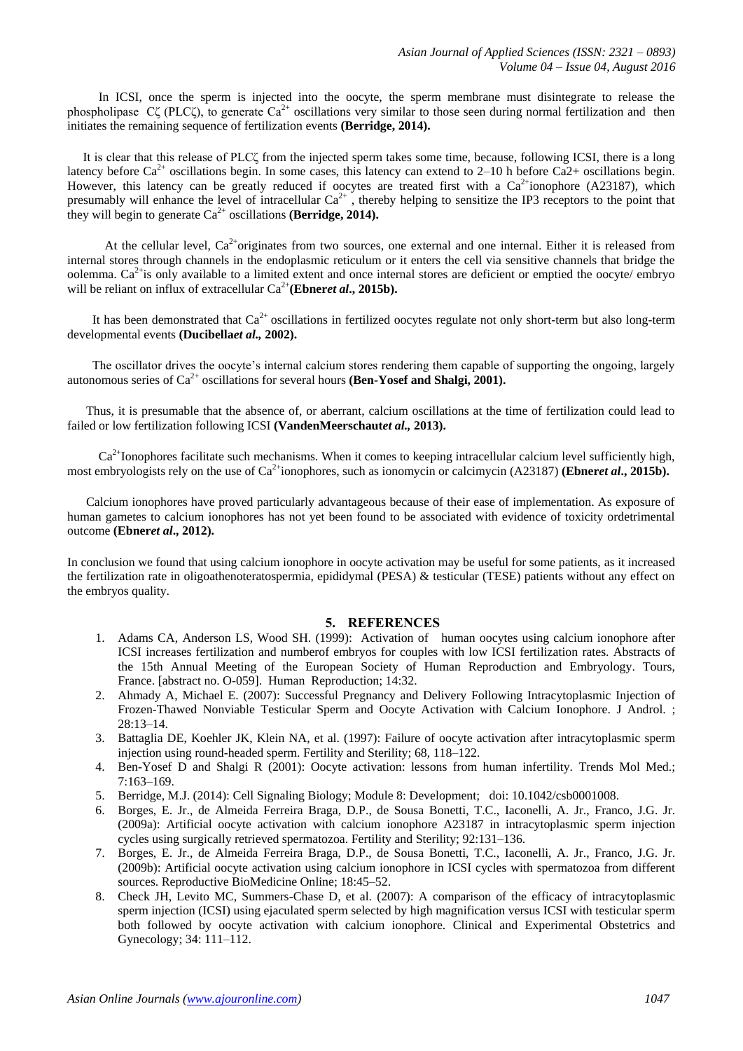In ICSI, once the sperm is injected into the oocyte, the sperm membrane must disintegrate to release the phospholipase Cζ (PLCζ), to generate $Ca^{2+}$ oscillations very similar to those seen during normal fertilization and then initiates the remaining sequence of fertilization events **(Berridge, 2014).**

It is clear that this release of PLCζ from the injected sperm takes some time, because, following ICSI, there is a long latency before $Ca^{2+}$ oscillations begin. In some cases, this latency can extend to 2–10 h before Ca2+ oscillations begin. However, this latency can be greatly reduced if oocytes are treated first with a $Ca^{2+}$ionophore (A23187), which presumably will enhance the level of intracellular $Ca^{2+}$ , thereby helping to sensitize the IP3 receptors to the point that they will begin to generate $Ca^{2+}$ oscillations **(Berridge, 2014).**

At the cellular level, $Ca^{2+}$originates from two sources, one external and one internal. Either it is released from internal stores through channels in the endoplasmic reticulum or it enters the cell via sensitive channels that bridge the oolemma. $Ca^{2+}$is only available to a limited extent and once internal stores are deficient or emptied the oocyte/ embryo will be reliant on influx of extracellular $Ca^{2+}$**(Ebner*et al*., 2015b).**

It has been demonstrated that $Ca^{2+}$ oscillations in fertilized oocytes regulate not only short-term but also long-term developmental events **(Ducibella*et al.,* 2002).**

The oscillator drives the oocyte's internal calcium stores rendering them capable of supporting the ongoing, largely autonomous series of $Ca^{2+}$ oscillations for several hours **(Ben-Yosef and Shalgi, 2001).**

Thus, it is presumable that the absence of, or aberrant, calcium oscillations at the time of fertilization could lead to failed or low fertilization following ICSI **(VandenMeerschaut*et al.,* 2013).**

$Ca^{2+}$Ionophores facilitate such mechanisms. When it comes to keeping intracellular calcium level sufficiently high, most embryologists rely on the use of $Ca^{2+}$ionophores, such as ionomycin or calcimycin (A23187) **(Ebner*et al*., 2015b).**

Calcium ionophores have proved particularly advantageous because of their ease of implementation. As exposure of human gametes to calcium ionophores has not yet been found to be associated with evidence of toxicity ordetrimental outcome **(Ebner*et al*., 2012).**

In conclusion we found that using calcium ionophore in oocyte activation may be useful for some patients, as it increased the fertilization rate in oligoathenoteratospermia, epididymal (PESA) & testicular (TESE) patients without any effect on the embryos quality.

## 5. REFERENCES

1. Adams CA, Anderson LS, Wood SH. (1999): Activation of human oocytes using calcium ionophore after ICSI increases fertilization and numberof embryos for couples with low ICSI fertilization rates. Abstracts of the 15th Annual Meeting of the European Society of Human Reproduction and Embryology. Tours, France. [abstract no. O-059]. Human Reproduction; 14:32.
2. Ahmady A, Michael E. (2007): Successful Pregnancy and Delivery Following Intracytoplasmic Injection of Frozen-Thawed Nonviable Testicular Sperm and Oocyte Activation with Calcium Ionophore. J Androl. ; 28:13–14.
3. Battaglia DE, Koehler JK, Klein NA, et al. (1997): Failure of oocyte activation after intracytoplasmic sperm injection using round-headed sperm. Fertility and Sterility; 68, 118–122.
4. Ben-Yosef D and Shalgi R (2001): Oocyte activation: lessons from human infertility. Trends Mol Med.; 7:163–169.
5. Berridge, M.J. (2014): Cell Signaling Biology; Module 8: Development; doi: 10.1042/csb0001008.
6. Borges, E. Jr., de Almeida Ferreira Braga, D.P., de Sousa Bonetti, T.C., Iaconelli, A. Jr., Franco, J.G. Jr. (2009a): Artificial oocyte activation with calcium ionophore A23187 in intracytoplasmic sperm injection cycles using surgically retrieved spermatozoa. Fertility and Sterility; 92:131–136.
7. Borges, E. Jr., de Almeida Ferreira Braga, D.P., de Sousa Bonetti, T.C., Iaconelli, A. Jr., Franco, J.G. Jr. (2009b): Artificial oocyte activation using calcium ionophore in ICSI cycles with spermatozoa from different sources. Reproductive BioMedicine Online; 18:45–52.
8. Check JH, Levito MC, Summers-Chase D, et al. (2007): A comparison of the efficacy of intracytoplasmic sperm injection (ICSI) using ejaculated sperm selected by high magnification versus ICSI with testicular sperm both followed by oocyte activation with calcium ionophore. Clinical and Experimental Obstetrics and Gynecology; 34: 111–112.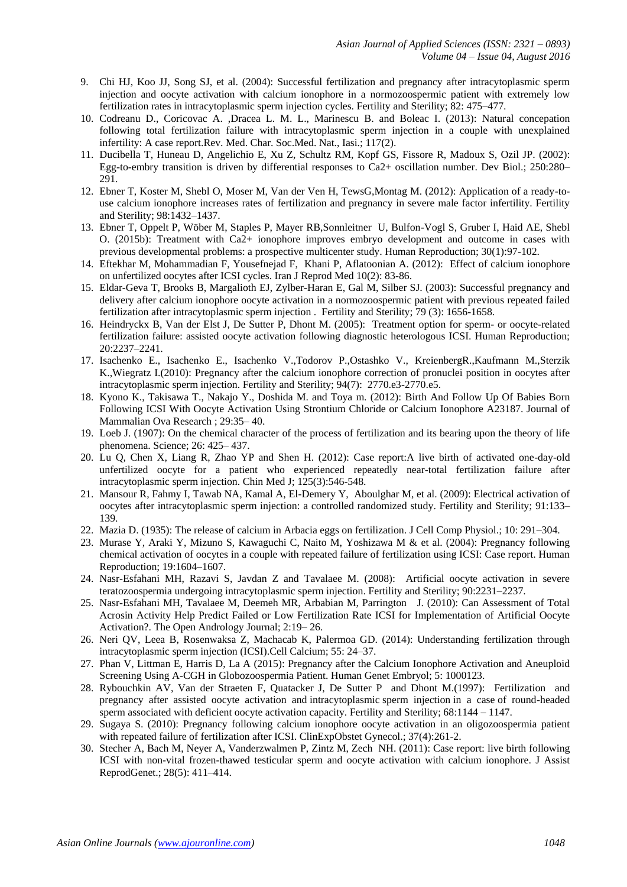9. Chi HJ, Koo JJ, Song SJ, et al. (2004): Successful fertilization and pregnancy after intracytoplasmic sperm injection and oocyte activation with calcium ionophore in a normozoospermic patient with extremely low fertilization rates in intracytoplasmic sperm injection cycles. Fertility and Sterility; 82: 475–477.
10. Codreanu D., Coricovac A. ,Dracea L. M. L., Marinescu B. and Boleac I. (2013): Natural concepation following total fertilization failure with intracytoplasmic sperm injection in a couple with unexplained infertility: A case report.Rev. Med. Char. Soc.Med. Nat., Iasi.; 117(2).
11. Ducibella T, Huneau D, Angelichio E, Xu Z, Schultz RM, Kopf GS, Fissore R, Madoux S, Ozil JP. (2002): Egg-to-embry transition is driven by differential responses to Ca2+ oscillation number. Dev Biol.; 250:280–291.
12. Ebner T, Koster M, Shebl O, Moser M, Van der Ven H, TewsG,Montag M. (2012): Application of a ready-to-use calcium ionophore increases rates of fertilization and pregnancy in severe male factor infertility. Fertility and Sterility; 98:1432–1437.
13. Ebner T, Oppelt P, Wöber M, Staples P, Mayer RB,Sonnleitner U, Bulfon-Vogl S, Gruber I, Haid AE, Shebl O. (2015b): Treatment with Ca2+ ionophore improves embryo development and outcome in cases with previous developmental problems: a prospective multicenter study. Human Reproduction; 30(1):97-102.
14. Eftekhar M, Mohammadian F, Yousefnejad F, Khani P, Aflatoonian A. (2012): Effect of calcium ionophore on unfertilized oocytes after ICSI cycles. Iran J Reprod Med 10(2): 83-86.
15. Eldar-Geva T, Brooks B, Margalioth EJ, Zylber-Haran E, Gal M, Silber SJ. (2003): Successful pregnancy and delivery after calcium ionophore oocyte activation in a normozoospermic patient with previous repeated failed fertilization after intracytoplasmic sperm injection . Fertility and Sterility; 79 (3): 1656-1658.
16. Heindryckx B, Van der Elst J, De Sutter P, Dhont M. (2005): Treatment option for sperm- or oocyte-related fertilization failure: assisted oocyte activation following diagnostic heterologous ICSI. Human Reproduction; 20:2237–2241.
17. Isachenko E., Isachenko E., Isachenko V.,Todorov P.,Ostashko V., KreienbergR.,Kaufmann M.,Sterzik K.,Wiegratz I.(2010): Pregnancy after the calcium ionophore correction of pronuclei position in oocytes after intracytoplasmic sperm injection. Fertility and Sterility; 94(7): 2770.e3-2770.e5.
18. Kyono K., Takisawa T., Nakajo Y., Doshida M. and Toya m. (2012): Birth And Follow Up Of Babies Born Following ICSI With Oocyte Activation Using Strontium Chloride or Calcium Ionophore A23187. Journal of Mammalian Ova Research ; 29:35– 40.
19. Loeb J. (1907): On the chemical character of the process of fertilization and its bearing upon the theory of life phenomena. Science; 26: 425– 437.
20. Lu Q, Chen X, Liang R, Zhao YP and Shen H. (2012): Case report:A live birth of activated one-day-old unfertilized oocyte for a patient who experienced repeatedly near-total fertilization failure after intracytoplasmic sperm injection. Chin Med J; 125(3):546-548.
21. Mansour R, Fahmy I, Tawab NA, Kamal A, El-Demery Y, Aboulghar M, et al. (2009): Electrical activation of oocytes after intracytoplasmic sperm injection: a controlled randomized study. Fertility and Sterility; 91:133–139.
22. Mazia D. (1935): The release of calcium in Arbacia eggs on fertilization. J Cell Comp Physiol.; 10: 291–304.
23. Murase Y, Araki Y, Mizuno S, Kawaguchi C, Naito M, Yoshizawa M & et al. (2004): Pregnancy following chemical activation of oocytes in a couple with repeated failure of fertilization using ICSI: Case report. Human Reproduction; 19:1604–1607.
24. Nasr-Esfahani MH, Razavi S, Javdan Z and Tavalaee M. (2008): Artificial oocyte activation in severe teratozoospermia undergoing intracytoplasmic sperm injection. Fertility and Sterility; 90:2231–2237.
25. Nasr-Esfahani MH, Tavalaee M, Deemeh MR, Arbabian M, Parrington J. (2010): Can Assessment of Total Acrosin Activity Help Predict Failed or Low Fertilization Rate ICSI for Implementation of Artificial Oocyte Activation?. The Open Andrology Journal; 2:19– 26.
26. Neri QV, Leea B, Rosenwaksa Z, Machacab K, Palermoa GD. (2014): Understanding fertilization through intracytoplasmic sperm injection (ICSI).Cell Calcium; 55: 24–37.
27. Phan V, Littman E, Harris D, La A (2015): Pregnancy after the Calcium Ionophore Activation and Aneuploid Screening Using A-CGH in Globozoospermia Patient. Human Genet Embryol; 5: 1000123.
28. Rybouchkin AV, Van der Straeten F, Quatacker J, De Sutter P and Dhont M.(1997): Fertilization and pregnancy after assisted oocyte activation and intracytoplasmic sperm injection in a case of round-headed sperm associated with deficient oocyte activation capacity. Fertility and Sterility; 68:1144 – 1147.
29. Sugaya S. (2010): Pregnancy following calcium ionophore oocyte activation in an oligozoospermia patient with repeated failure of fertilization after ICSI. ClinExpObstet Gynecol.; 37(4):261-2.
30. Stecher A, Bach M, Neyer A, Vanderzwalmen P, Zintz M, Zech NH. (2011): Case report: live birth following ICSI with non-vital frozen-thawed testicular sperm and oocyte activation with calcium ionophore. J Assist ReprodGenet.; 28(5): 411–414.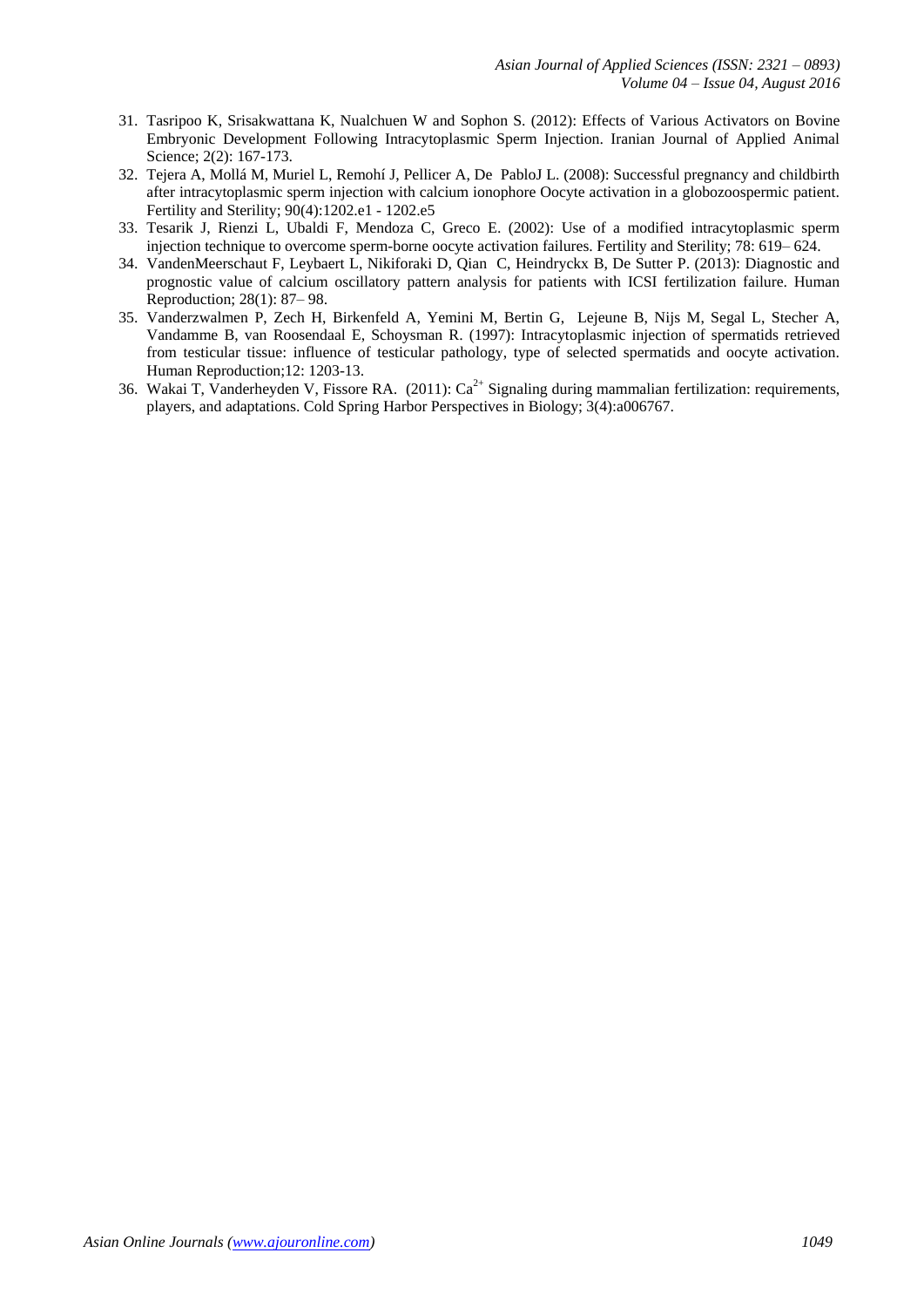31. Tasripoo K, Srisakwattana K, Nualchuen W and Sophon S. (2012): Effects of Various Activators on Bovine Embryonic Development Following Intracytoplasmic Sperm Injection. Iranian Journal of Applied Animal Science; 2(2): 167-173.
32. Tejera A, Mollá M, Muriel L, Remohí J, Pellicer A, De PabloJ L. (2008): Successful pregnancy and childbirth after intracytoplasmic sperm injection with calcium ionophore Oocyte activation in a globozoospermic patient. Fertility and Sterility; 90(4):1202.e1 - 1202.e5
33. Tesarik J, Rienzi L, Ubaldi F, Mendoza C, Greco E. (2002): Use of a modified intracytoplasmic sperm injection technique to overcome sperm-borne oocyte activation failures. Fertility and Sterility; 78: 619– 624.
34. VandenMeerschaut F, Leybaert L, Nikiforaki D, Qian C, Heindryckx B, De Sutter P. (2013): Diagnostic and prognostic value of calcium oscillatory pattern analysis for patients with ICSI fertilization failure. Human Reproduction; 28(1): 87– 98.
35. Vanderzwalmen P, Zech H, Birkenfeld A, Yemini M, Bertin G, Lejeune B, Nijs M, Segal L, Stecher A, Vandamme B, van Roosendaal E, Schoysman R. (1997): Intracytoplasmic injection of spermatids retrieved from testicular tissue: influence of testicular pathology, type of selected spermatids and oocyte activation. Human Reproduction;12: 1203-13.
36. Wakai T, Vanderheyden V, Fissore RA. (2011): $Ca^{2+}$ Signaling during mammalian fertilization: requirements, players, and adaptations. Cold Spring Harbor Perspectives in Biology; 3(4):a006767.